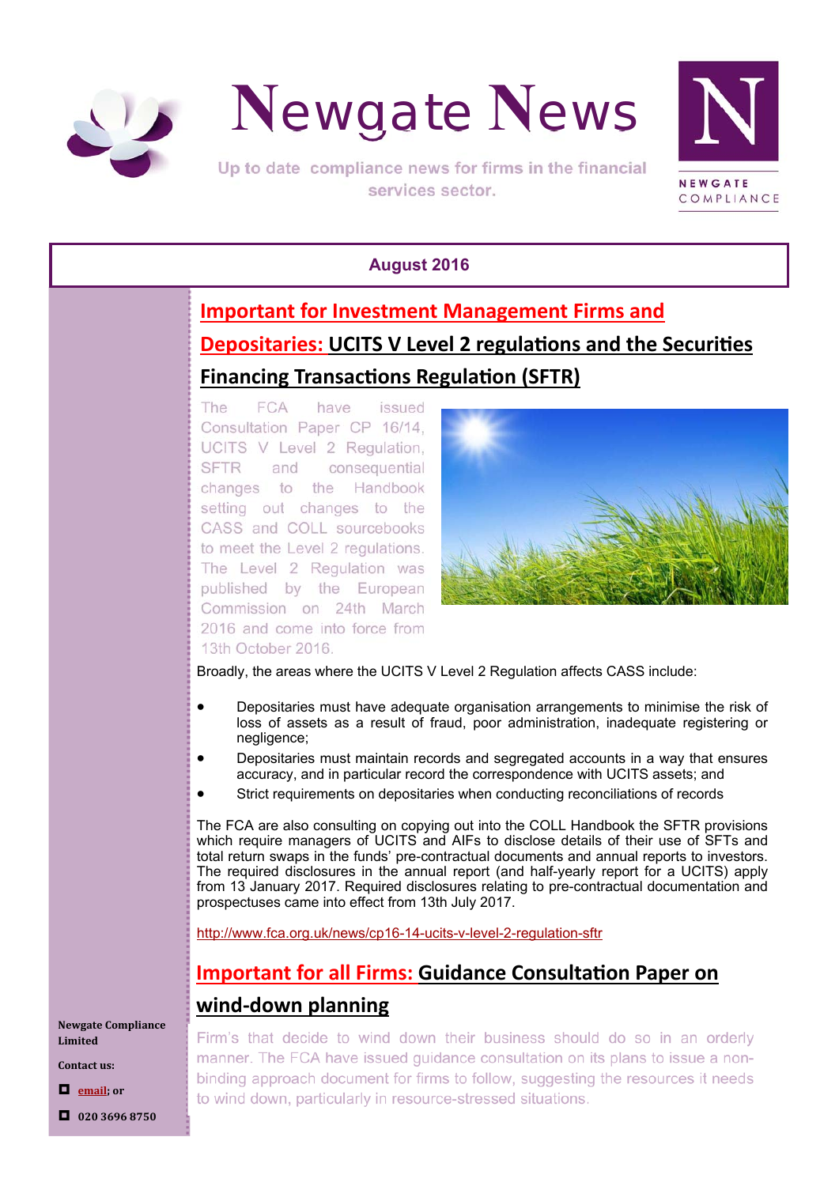# Newgate News

Up to date compliance news for firms in the financial services sector.

NEWGATE COMPLIANCE

**August 2016**

## Important for Investment Management Firms and Depositaries: UCITS V Level 2 regulations and the Securities Financing Transactions Regulation (SFTR)

The FCA have issued Consultation Paper CP 16/14, UCITS V Level 2 Regulation, SFTR and consequential changes to the Handbook setting out changes to the CASS and COLL sourcebooks to meet the Level 2 regulations. The Level 2 Regulation was published by the European Commission on 24th March 2016 and come into force from 13th October 2016.

Broadly, the areas where the UCITS V Level 2 Regulation affects CASS include:

- Depositaries must have adequate organisation arrangements to minimise the risk of loss of assets as a result of fraud, poor administration, inadequate registering or negligence;
- Depositaries must maintain records and segregated accounts in a way that ensures accuracy, and in particular record the correspondence with UCITS assets; and
- Strict requirements on depositaries when conducting reconciliations of records

The FCA are also consulting on copying out into the COLL Handbook the SFTR provisions which require managers of UCITS and AIFs to disclose details of their use of SFTs and total return swaps in the funds' pre-contractual documents and annual reports to investors. The required disclosures in the annual report (and half-yearly report for a UCITS) apply from 13 January 2017. Required disclosures relating to pre-contractual documentation and prospectuses came into effect from 13th July 2017.

http://www.fca.org.uk/news/cp16-14-ucits-v-level-2-regulation-sftr

## Important for all Firms: Guidance Consultation Paper on wind-down planning

Firm's that decide to wind down their business should do so in an orderly manner. The FCA have issued guidance consultation on its plans to issue a non-binding approach document for firms to follow, suggesting the resources it needs to wind down, particularly in resource-stressed situations.

**Newgate Compliance Limited**

**Contact us:**

- **email; or**
- **020 3696 8750**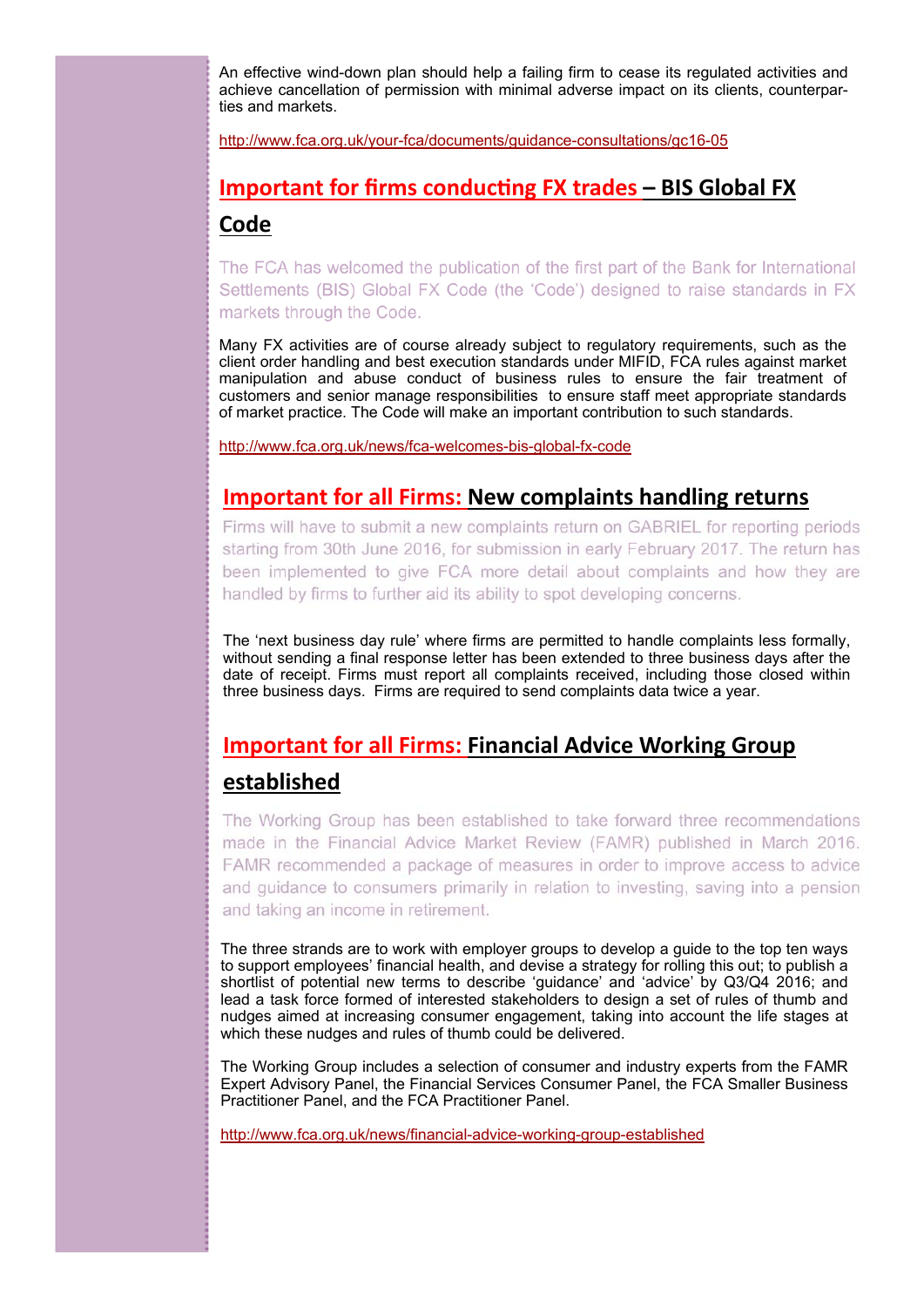An effective wind-down plan should help a failing firm to cease its regulated activities and achieve cancellation of permission with minimal adverse impact on its clients, counterparties and markets.

http://www.fca.org.uk/your-fca/documents/guidance-consultations/gc16-05

## Important for firms conducting FX trades – BIS Global FX Code

The FCA has welcomed the publication of the first part of the Bank for International Settlements (BIS) Global FX Code (the 'Code') designed to raise standards in FX markets through the Code.

Many FX activities are of course already subject to regulatory requirements, such as the client order handling and best execution standards under MIFID, FCA rules against market manipulation and abuse conduct of business rules to ensure the fair treatment of customers and senior manage responsibilities to ensure staff meet appropriate standards of market practice. The Code will make an important contribution to such standards.

http://www.fca.org.uk/news/fca-welcomes-bis-global-fx-code

## Important for all Firms: New complaints handling returns

Firms will have to submit a new complaints return on GABRIEL for reporting periods starting from 30th June 2016, for submission in early February 2017. The return has been implemented to give FCA more detail about complaints and how they are handled by firms to further aid its ability to spot developing concerns.

The 'next business day rule' where firms are permitted to handle complaints less formally, without sending a final response letter has been extended to three business days after the date of receipt. Firms must report all complaints received, including those closed within three business days. Firms are required to send complaints data twice a year.

## Important for all Firms: Financial Advice Working Group established

The Working Group has been established to take forward three recommendations made in the Financial Advice Market Review (FAMR) published in March 2016. FAMR recommended a package of measures in order to improve access to advice and guidance to consumers primarily in relation to investing, saving into a pension and taking an income in retirement.

The three strands are to work with employer groups to develop a guide to the top ten ways to support employees' financial health, and devise a strategy for rolling this out; to publish a shortlist of potential new terms to describe 'guidance' and 'advice' by Q3/Q4 2016; and lead a task force formed of interested stakeholders to design a set of rules of thumb and nudges aimed at increasing consumer engagement, taking into account the life stages at which these nudges and rules of thumb could be delivered.

The Working Group includes a selection of consumer and industry experts from the FAMR Expert Advisory Panel, the Financial Services Consumer Panel, the FCA Smaller Business Practitioner Panel, and the FCA Practitioner Panel.

http://www.fca.org.uk/news/financial-advice-working-group-established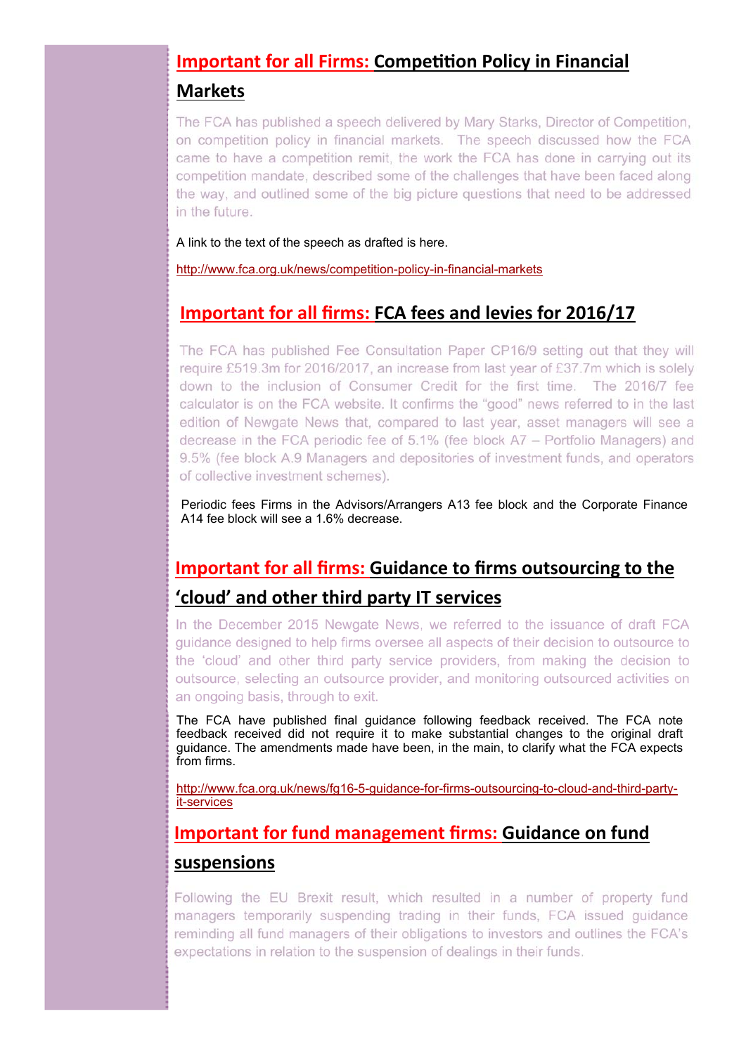## Important for all Firms: Competition Policy in Financial Markets

The FCA has published a speech delivered by Mary Starks, Director of Competition, on competition policy in financial markets. The speech discussed how the FCA came to have a competition remit, the work the FCA has done in carrying out its competition mandate, described some of the challenges that have been faced along the way, and outlined some of the big picture questions that need to be addressed in the future.

A link to the text of the speech as drafted is here.

http://www.fca.org.uk/news/competition-policy-in-financial-markets

## Important for all firms: FCA fees and levies for 2016/17

The FCA has published Fee Consultation Paper CP16/9 setting out that they will require £519.3m for 2016/2017, an increase from last year of £37.7m which is solely down to the inclusion of Consumer Credit for the first time. The 2016/7 fee calculator is on the FCA website. It confirms the "good" news referred to in the last edition of Newgate News that, compared to last year, asset managers will see a decrease in the FCA periodic fee of 5.1% (fee block A7 – Portfolio Managers) and 9.5% (fee block A.9 Managers and depositories of investment funds, and operators of collective investment schemes).

Periodic fees Firms in the Advisors/Arrangers A13 fee block and the Corporate Finance A14 fee block will see a 1.6% decrease.

## Important for all firms: Guidance to firms outsourcing to the 'cloud' and other third party IT services

In the December 2015 Newgate News, we referred to the issuance of draft FCA guidance designed to help firms oversee all aspects of their decision to outsource to the 'cloud' and other third party service providers, from making the decision to outsource, selecting an outsource provider, and monitoring outsourced activities on an ongoing basis, through to exit.

The FCA have published final guidance following feedback received. The FCA note feedback received did not require it to make substantial changes to the original draft guidance. The amendments made have been, in the main, to clarify what the FCA expects from firms.

http://www.fca.org.uk/news/fg16-5-guidance-for-firms-outsourcing-to-cloud-and-third-party-it-services

## Important for fund management firms: Guidance on fund suspensions

Following the EU Brexit result, which resulted in a number of property fund managers temporarily suspending trading in their funds, FCA issued guidance reminding all fund managers of their obligations to investors and outlines the FCA's expectations in relation to the suspension of dealings in their funds.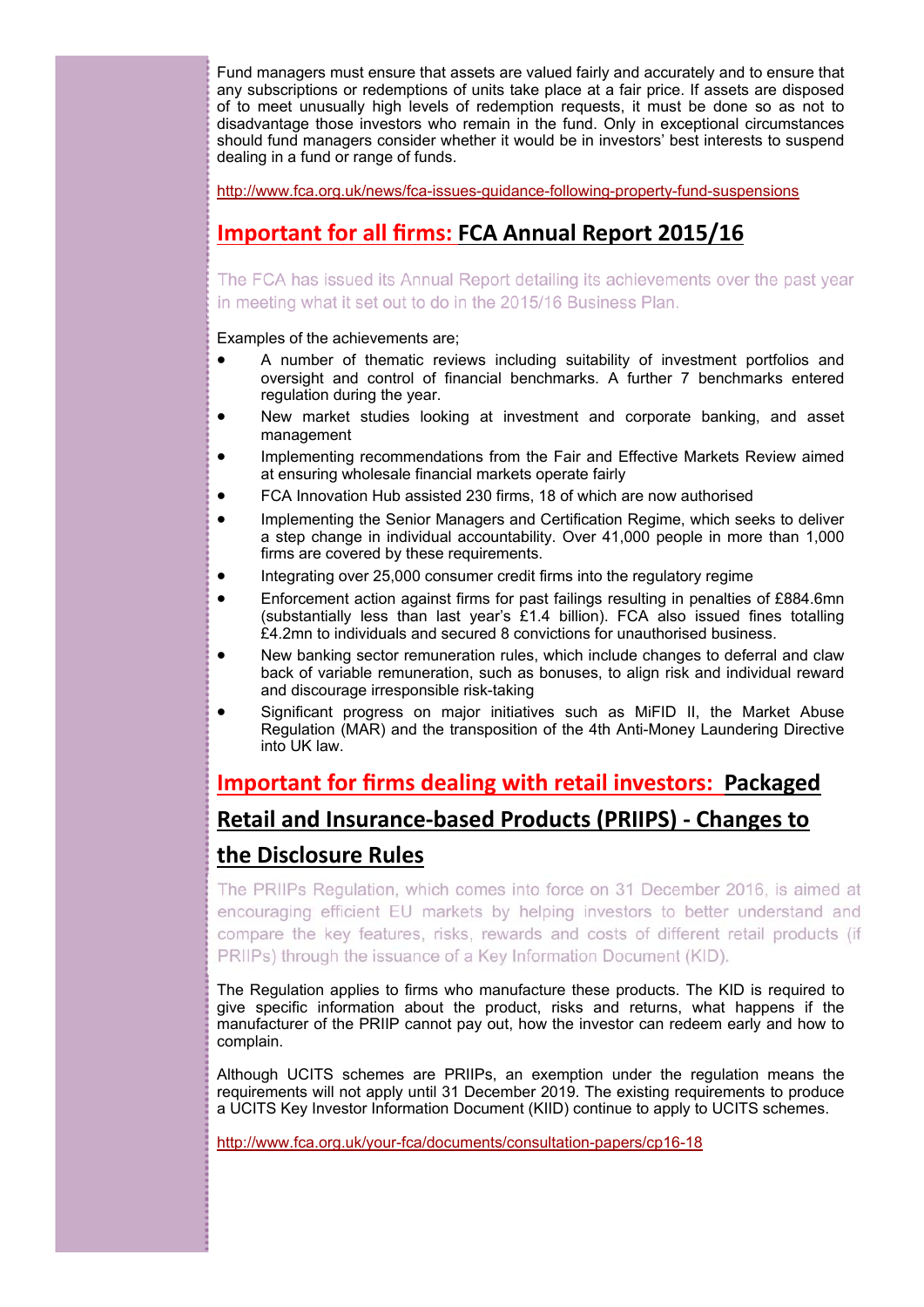Fund managers must ensure that assets are valued fairly and accurately and to ensure that any subscriptions or redemptions of units take place at a fair price. If assets are disposed of to meet unusually high levels of redemption requests, it must be done so as not to disadvantage those investors who remain in the fund. Only in exceptional circumstances should fund managers consider whether it would be in investors' best interests to suspend dealing in a fund or range of funds.

http://www.fca.org.uk/news/fca-issues-guidance-following-property-fund-suspensions

## Important for all firms: FCA Annual Report 2015/16

The FCA has issued its Annual Report detailing its achievements over the past year in meeting what it set out to do in the 2015/16 Business Plan.

Examples of the achievements are;

- A number of thematic reviews including suitability of investment portfolios and oversight and control of financial benchmarks. A further 7 benchmarks entered regulation during the year.
- New market studies looking at investment and corporate banking, and asset management
- Implementing recommendations from the Fair and Effective Markets Review aimed at ensuring wholesale financial markets operate fairly
- FCA Innovation Hub assisted 230 firms, 18 of which are now authorised
- Implementing the Senior Managers and Certification Regime, which seeks to deliver a step change in individual accountability. Over 41,000 people in more than 1,000 firms are covered by these requirements.
- Integrating over 25,000 consumer credit firms into the regulatory regime
- Enforcement action against firms for past failings resulting in penalties of £884.6mn (substantially less than last year's £1.4 billion). FCA also issued fines totalling £4.2mn to individuals and secured 8 convictions for unauthorised business.
- New banking sector remuneration rules, which include changes to deferral and claw back of variable remuneration, such as bonuses, to align risk and individual reward and discourage irresponsible risk-taking
- Significant progress on major initiatives such as MiFID II, the Market Abuse Regulation (MAR) and the transposition of the 4th Anti-Money Laundering Directive into UK law.

## Important for firms dealing with retail investors: Packaged Retail and Insurance-based Products (PRIIPS) - Changes to the Disclosure Rules

The PRIIPs Regulation, which comes into force on 31 December 2016, is aimed at encouraging efficient EU markets by helping investors to better understand and compare the key features, risks, rewards and costs of different retail products (if PRIIPs) through the issuance of a Key Information Document (KID).

The Regulation applies to firms who manufacture these products. The KID is required to give specific information about the product, risks and returns, what happens if the manufacturer of the PRIIP cannot pay out, how the investor can redeem early and how to complain.

Although UCITS schemes are PRIIPs, an exemption under the regulation means the requirements will not apply until 31 December 2019. The existing requirements to produce a UCITS Key Investor Information Document (KIID) continue to apply to UCITS schemes.

http://www.fca.org.uk/your-fca/documents/consultation-papers/cp16-18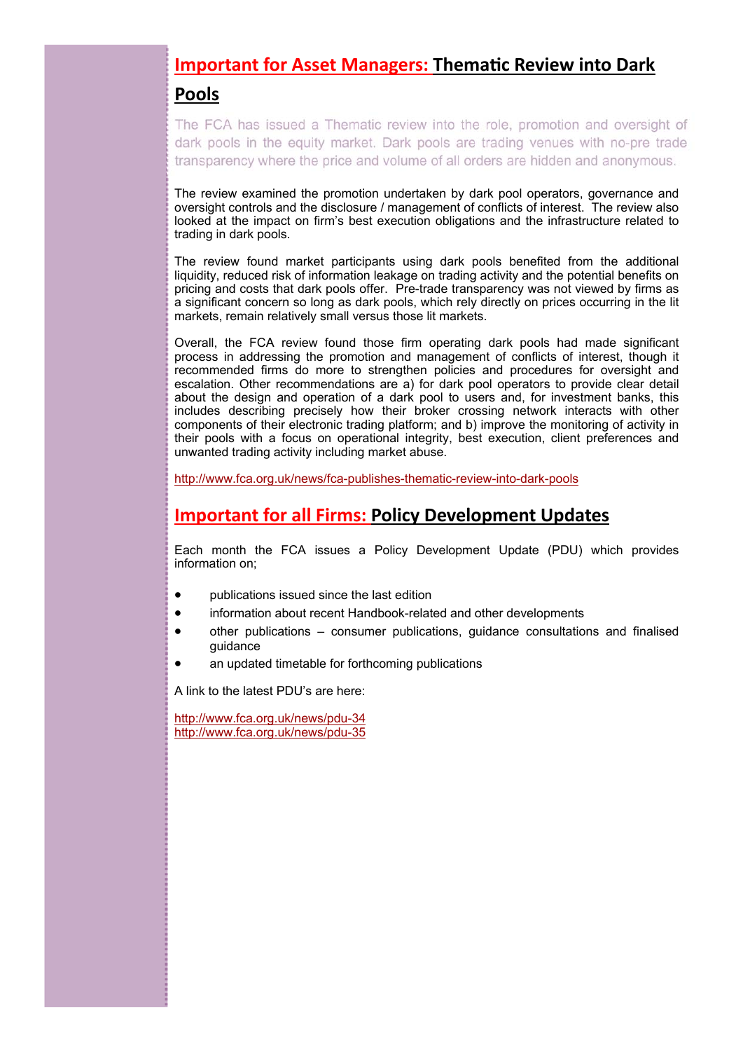## Important for Asset Managers: Thematic Review into Dark Pools

The FCA has issued a Thematic review into the role, promotion and oversight of dark pools in the equity market. Dark pools are trading venues with no-pre trade transparency where the price and volume of all orders are hidden and anonymous.

The review examined the promotion undertaken by dark pool operators, governance and oversight controls and the disclosure / management of conflicts of interest. The review also looked at the impact on firm's best execution obligations and the infrastructure related to trading in dark pools.

The review found market participants using dark pools benefited from the additional liquidity, reduced risk of information leakage on trading activity and the potential benefits on pricing and costs that dark pools offer. Pre-trade transparency was not viewed by firms as a significant concern so long as dark pools, which rely directly on prices occurring in the lit markets, remain relatively small versus those lit markets.

Overall, the FCA review found those firm operating dark pools had made significant process in addressing the promotion and management of conflicts of interest, though it recommended firms do more to strengthen policies and procedures for oversight and escalation. Other recommendations are a) for dark pool operators to provide clear detail about the design and operation of a dark pool to users and, for investment banks, this includes describing precisely how their broker crossing network interacts with other components of their electronic trading platform; and b) improve the monitoring of activity in their pools with a focus on operational integrity, best execution, client preferences and unwanted trading activity including market abuse.

http://www.fca.org.uk/news/fca-publishes-thematic-review-into-dark-pools

## Important for all Firms: Policy Development Updates

Each month the FCA issues a Policy Development Update (PDU) which provides information on;

- publications issued since the last edition
- information about recent Handbook-related and other developments
- other publications – consumer publications, guidance consultations and finalised guidance
- an updated timetable for forthcoming publications

A link to the latest PDU's are here:

http://www.fca.org.uk/news/pdu-34
http://www.fca.org.uk/news/pdu-35